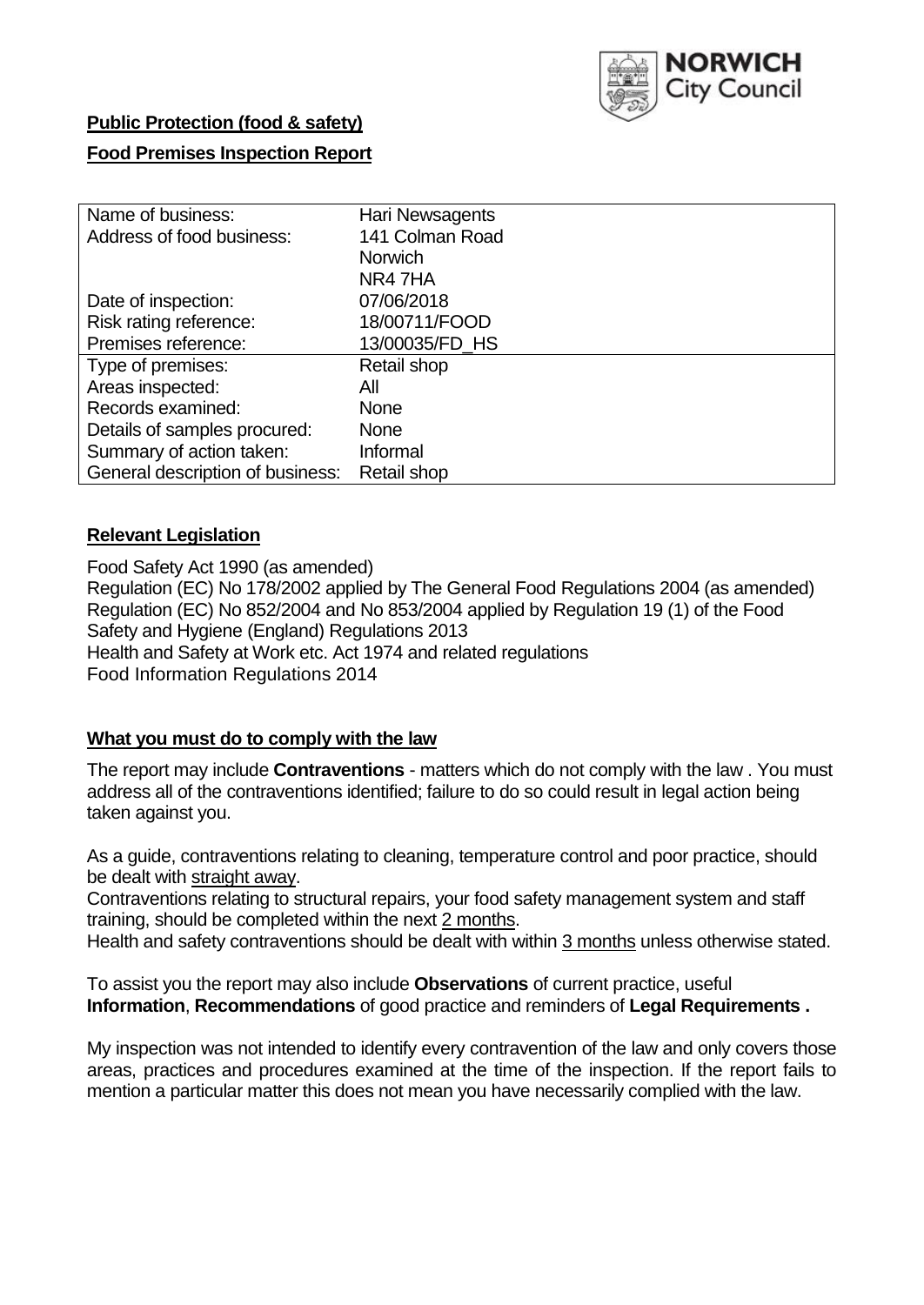**Public Protection (food & safety)**

**Food Premises Inspection Report**

| Name of business: | Hari Newsagents |
| --- | --- |
| Address of food business: | 141 Colman Road<br>Norwich<br>NR4 7HA |
| Date of inspection: | 07/06/2018 |
| Risk rating reference: | 18/00711/FOOD |
| Premises reference: | 13/00035/FD_HS |
| Type of premises: | Retail shop |
| Areas inspected: | All |
| Records examined: | None |
| Details of samples procured: | None |
| Summary of action taken: | Informal |
| General description of business: | Retail shop |

## **Relevant Legislation**

Food Safety Act 1990 (as amended)
Regulation (EC) No 178/2002 applied by The General Food Regulations 2004 (as amended)
Regulation (EC) No 852/2004 and No 853/2004 applied by Regulation 19 (1) of the Food Safety and Hygiene (England) Regulations 2013
Health and Safety at Work etc. Act 1974 and related regulations
Food Information Regulations 2014

## **What you must do to comply with the law**

The report may include **Contraventions** - matters which do not comply with the law . You must address all of the contraventions identified; failure to do so could result in legal action being taken against you.

As a guide, contraventions relating to cleaning, temperature control and poor practice, should be dealt with straight away.

Contraventions relating to structural repairs, your food safety management system and staff training, should be completed within the next 2 months.

Health and safety contraventions should be dealt with within 3 months unless otherwise stated.

To assist you the report may also include **Observations** of current practice, useful **Information**, **Recommendations** of good practice and reminders of **Legal Requirements .**

My inspection was not intended to identify every contravention of the law and only covers those areas, practices and procedures examined at the time of the inspection. If the report fails to mention a particular matter this does not mean you have necessarily complied with the law.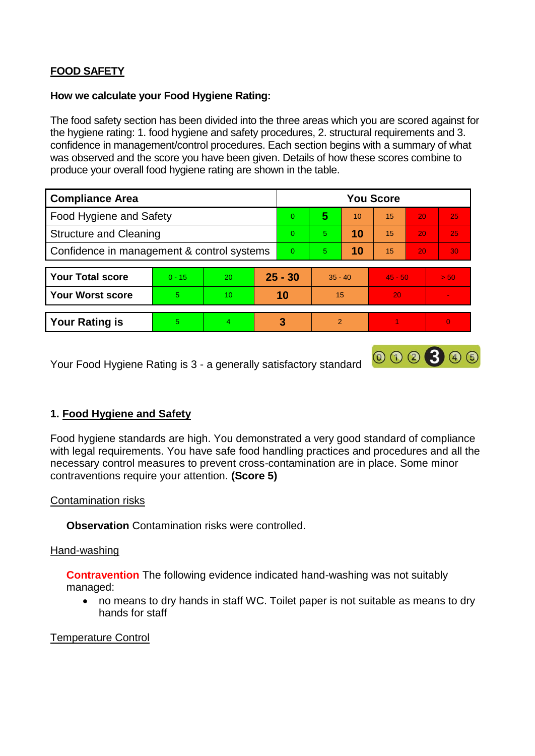## FOOD SAFETY

**How we calculate your Food Hygiene Rating:**

The food safety section has been divided into the three areas which you are scored against for the hygiene rating: 1. food hygiene and safety procedures, 2. structural requirements and 3. confidence in management/control procedures. Each section begins with a summary of what was observed and the score you have been given. Details of how these scores combine to produce your overall food hygiene rating are shown in the table.

| Compliance Area | You Score | | | | | |
|---|---|---|---|---|---|---|
| Food Hygiene and Safety | 0 | **5** | 10 | 15 | 20 | 25 |
| Structural and Cleaning | 0 | 5 | **10** | 15 | 20 | 25 |
| Confidence in management & control systems | 0 | 5 | **10** | 15 | 20 | 30 |

| | | | | | | |
|---|---|---|---|---|---|---|
| **Your Total score** | 0 - 15 | 20 | **25 - 30** | 35 - 40 | 45 - 50 | > 50 |
| **Your Worst score** | 5 | 10 | **10** | 15 | 20 | - |

| | | | | | | |
|---|---|---|---|---|---|---|
| **Your Rating is** | 5 | 4 | **3** | 2 | 1 | 0 |

Your Food Hygiene Rating is 3 - a generally satisfactory standard

### 1. Food Hygiene and Safety

Food hygiene standards are high. You demonstrated a very good standard of compliance with legal requirements. You have safe food handling practices and procedures and all the necessary control measures to prevent cross-contamination are in place. Some minor contraventions require your attention. **(Score 5)**

Contamination risks

**Observation** Contamination risks were controlled.

Hand-washing

**Contravention** The following evidence indicated hand-washing was not suitably managed:

- no means to dry hands in staff WC. Toilet paper is not suitable as means to dry hands for staff

Temperature Control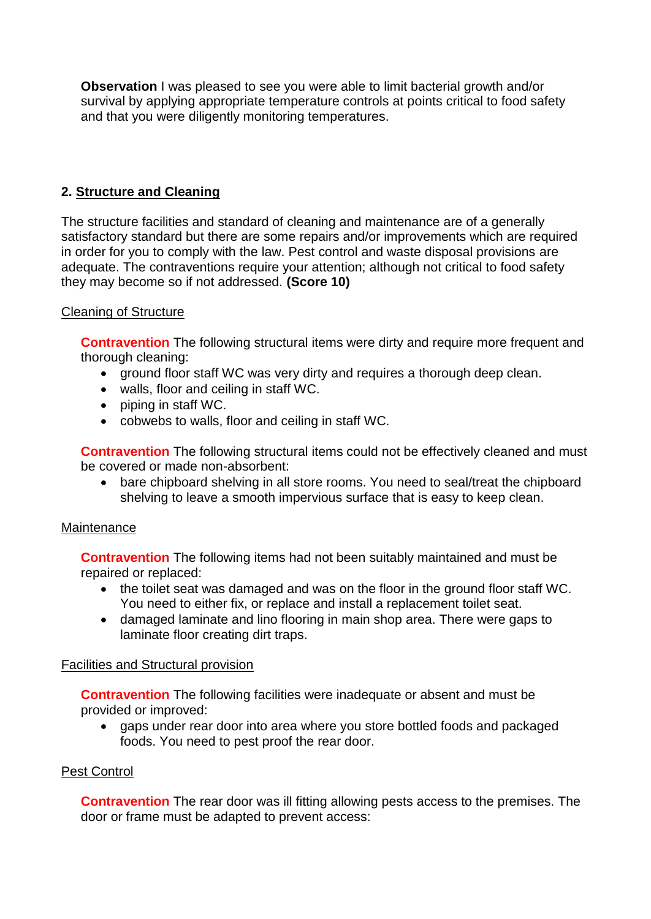**Observation** I was pleased to see you were able to limit bacterial growth and/or survival by applying appropriate temperature controls at points critical to food safety and that you were diligently monitoring temperatures.

## 2. Structure and Cleaning

The structure facilities and standard of cleaning and maintenance are of a generally satisfactory standard but there are some repairs and/or improvements which are required in order for you to comply with the law. Pest control and waste disposal provisions are adequate. The contraventions require your attention; although not critical to food safety they may become so if not addressed. **(Score 10)**

### Cleaning of Structure

**Contravention** The following structural items were dirty and require more frequent and thorough cleaning:

- ground floor staff WC was very dirty and requires a thorough deep clean.
- walls, floor and ceiling in staff WC.
- piping in staff WC.
- cobwebs to walls, floor and ceiling in staff WC.

**Contravention** The following structural items could not be effectively cleaned and must be covered or made non-absorbent:

- bare chipboard shelving in all store rooms. You need to seal/treat the chipboard shelving to leave a smooth impervious surface that is easy to keep clean.

### Maintenance

**Contravention** The following items had not been suitably maintained and must be repaired or replaced:

- the toilet seat was damaged and was on the floor in the ground floor staff WC. You need to either fix, or replace and install a replacement toilet seat.
- damaged laminate and lino flooring in main shop area. There were gaps to laminate floor creating dirt traps.

### Facilities and Structural provision

**Contravention** The following facilities were inadequate or absent and must be provided or improved:

- gaps under rear door into area where you store bottled foods and packaged foods. You need to pest proof the rear door.

### Pest Control

**Contravention** The rear door was ill fitting allowing pests access to the premises. The door or frame must be adapted to prevent access: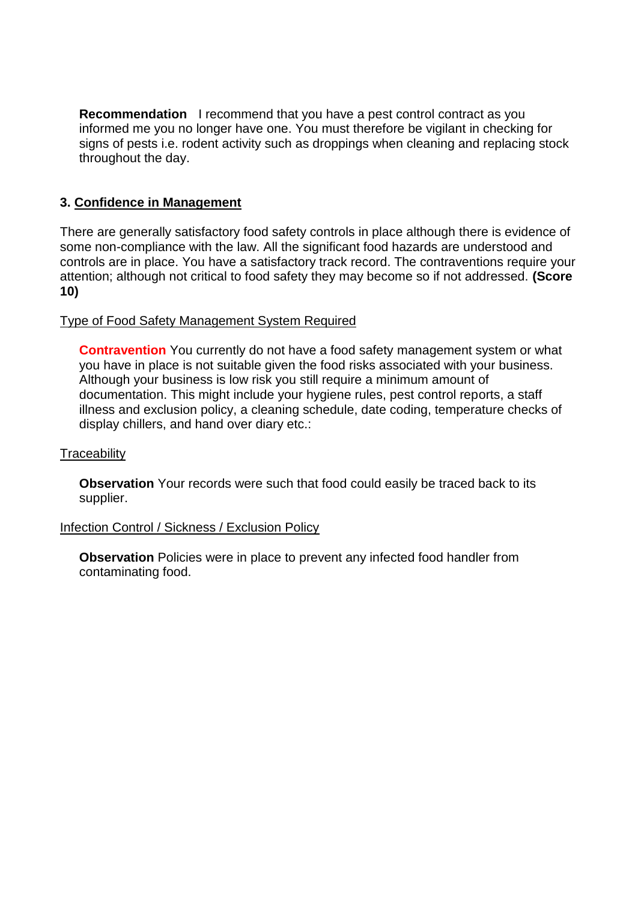**Recommendation** I recommend that you have a pest control contract as you informed me you no longer have one. You must therefore be vigilant in checking for signs of pests i.e. rodent activity such as droppings when cleaning and replacing stock throughout the day.

### 3. Confidence in Management

There are generally satisfactory food safety controls in place although there is evidence of some non-compliance with the law. All the significant food hazards are understood and controls are in place. You have a satisfactory track record. The contraventions require your attention; although not critical to food safety they may become so if not addressed. **(Score 10)**

Type of Food Safety Management System Required

**Contravention** You currently do not have a food safety management system or what you have in place is not suitable given the food risks associated with your business. Although your business is low risk you still require a minimum amount of documentation. This might include your hygiene rules, pest control reports, a staff illness and exclusion policy, a cleaning schedule, date coding, temperature checks of display chillers, and hand over diary etc.:

Traceability

**Observation** Your records were such that food could easily be traced back to its supplier.

Infection Control / Sickness / Exclusion Policy

**Observation** Policies were in place to prevent any infected food handler from contaminating food.